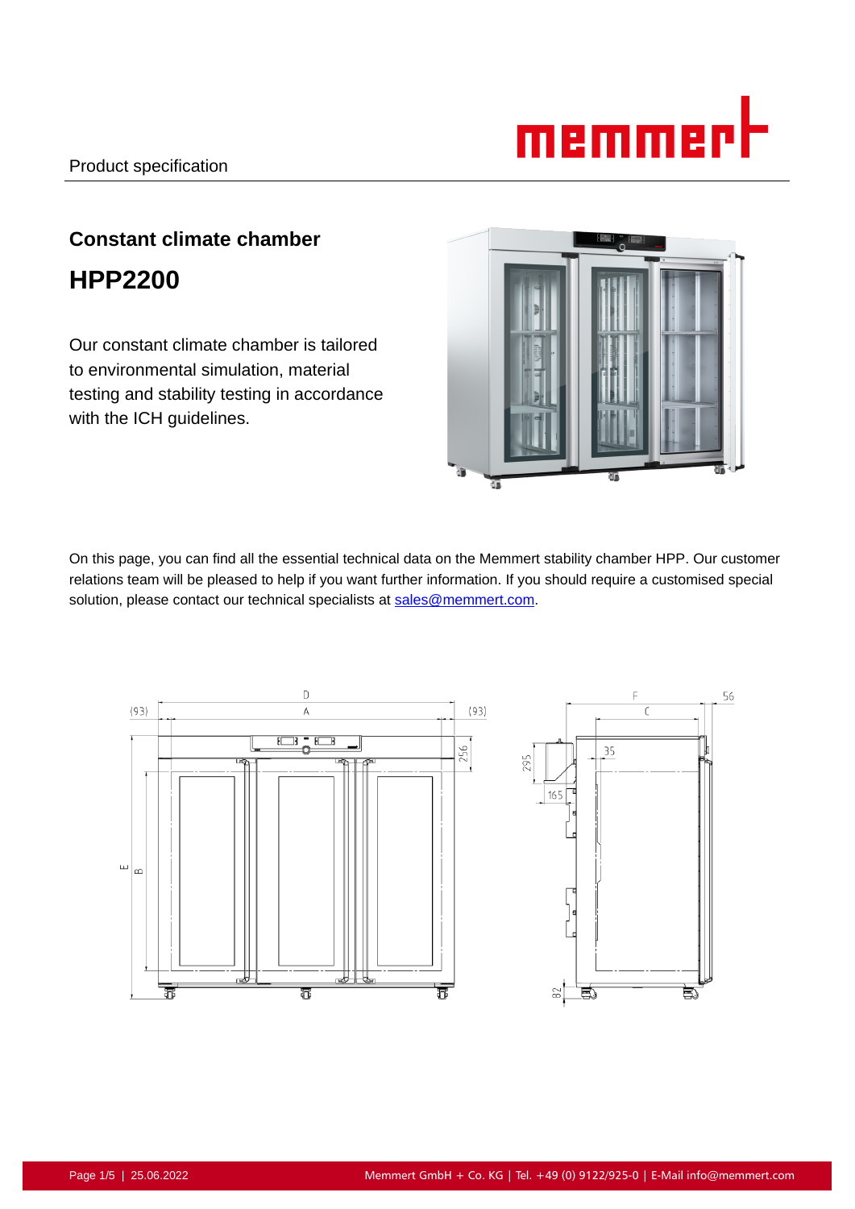Product specification

## Constant climate chamber

# HPP2200

Our constant climate chamber is tailored to environmental simulation, material testing and stability testing in accordance with the ICH guidelines.

On this page, you can find all the essential technical data on the Memmert stability chamber HPP. Our customer relations team will be pleased to help if you want further information. If you should require a customised special solution, please contact our technical specialists at sales@memmert.com.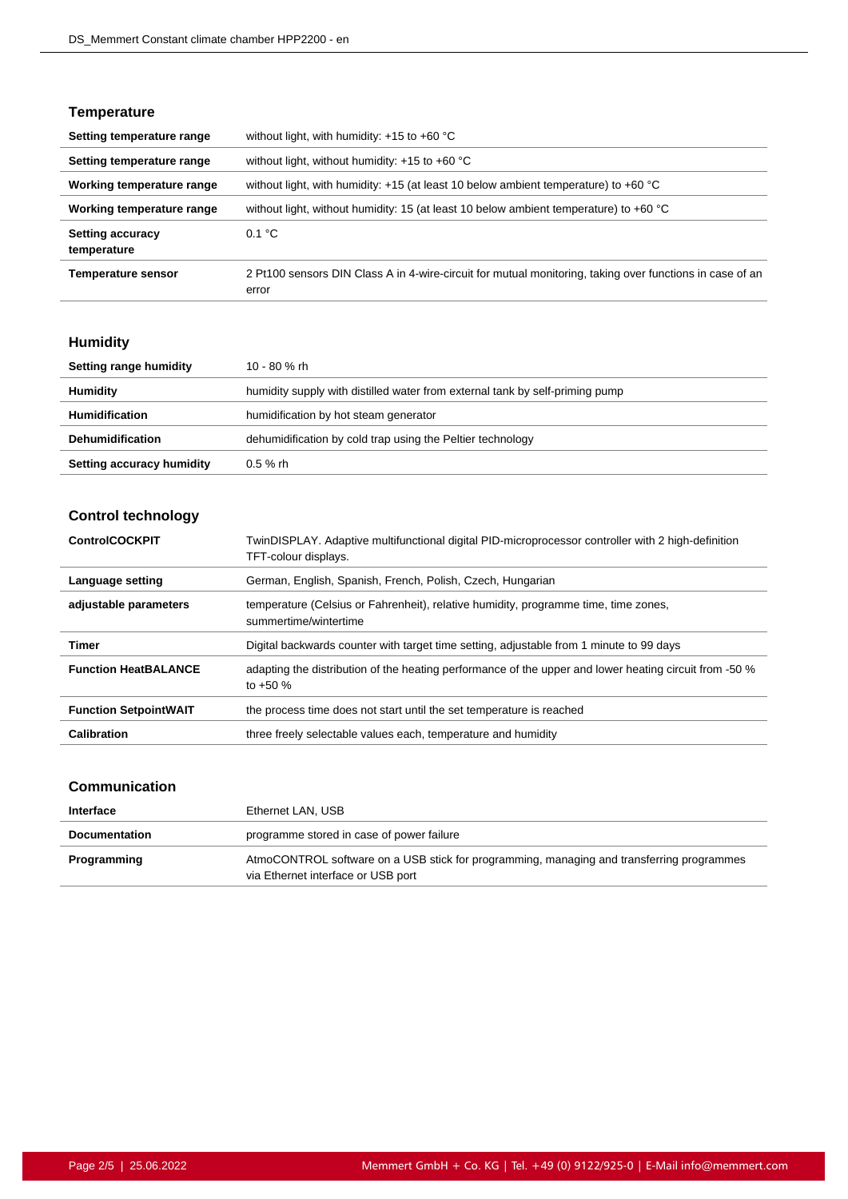## Temperature

| | |
|---|---|
| **Setting temperature range** | without light, with humidity: +15 to +60 °C |
| **Setting temperature range** | without light, without humidity: +15 to +60 °C |
| **Working temperature range** | without light, with humidity: +15 (at least 10 below ambient temperature) to +60 °C |
| **Working temperature range** | without light, without humidity: 15 (at least 10 below ambient temperature) to +60 °C |
| **Setting accuracy temperature** | 0.1 °C |
| **Temperature sensor** | 2 Pt100 sensors DIN Class A in 4-wire-circuit for mutual monitoring, taking over functions in case of an error |

## Humidity

| | |
|---|---|
| **Setting range humidity** | 10 - 80 % rh |
| **Humidity** | humidity supply with distilled water from external tank by self-priming pump |
| **Humidification** | humidification by hot steam generator |
| **Dehumidification** | dehumidification by cold trap using the Peltier technology |
| **Setting accuracy humidity** | 0.5 % rh |

## Control technology

| | |
|---|---|
| **ControlCOCKPIT** | TwinDISPLAY. Adaptive multifunctional digital PID-microprocessor controller with 2 high-definition TFT-colour displays. |
| **Language setting** | German, English, Spanish, French, Polish, Czech, Hungarian |
| **adjustable parameters** | temperature (Celsius or Fahrenheit), relative humidity, programme time, time zones, summertime/wintertime |
| **Timer** | Digital backwards counter with target time setting, adjustable from 1 minute to 99 days |
| **Function HeatBALANCE** | adapting the distribution of the heating performance of the upper and lower heating circuit from -50 % to +50 % |
| **Function SetpointWAIT** | the process time does not start until the set temperature is reached |
| **Calibration** | three freely selectable values each, temperature and humidity |

## Communication

| | |
|---|---|
| **Interface** | Ethernet LAN, USB |
| **Documentation** | programme stored in case of power failure |
| **Programming** | AtmoCONTROL software on a USB stick for programming, managing and transferring programmes via Ethernet interface or USB port |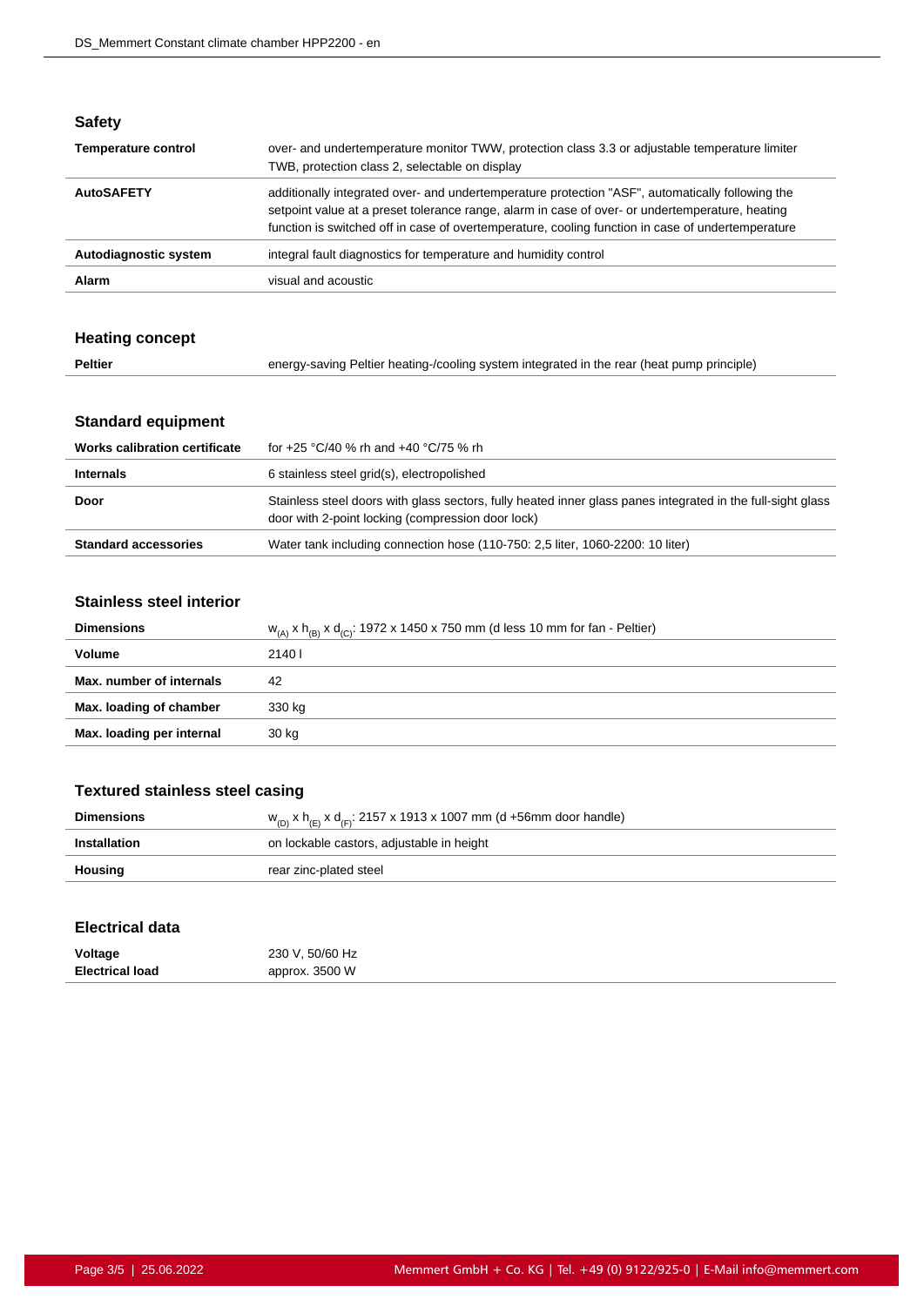## Safety

| | |
|---|---|
| **Temperature control** | over- and undertemperature monitor TWW, protection class 3.3 or adjustable temperature limiter TWB, protection class 2, selectable on display |
| **AutoSAFETY** | additionally integrated over- and undertemperature protection "ASF", automatically following the setpoint value at a preset tolerance range, alarm in case of over- or undertemperature, heating function is switched off in case of overtemperature, cooling function in case of undertemperature |
| **Autodiagnostic system** | integral fault diagnostics for temperature and humidity control |
| **Alarm** | visual and acoustic |

## Heating concept

| | |
|---|---|
| **Peltier** | energy-saving Peltier heating-/cooling system integrated in the rear (heat pump principle) |

## Standard equipment

| | |
|---|---|
| **Works calibration certificate** | for +25 °C/40 % rh and +40 °C/75 % rh |
| **Internals** | 6 stainless steel grid(s), electropolished |
| **Door** | Stainless steel doors with glass sectors, fully heated inner glass panes integrated in the full-sight glass door with 2-point locking (compression door lock) |
| **Standard accessories** | Water tank including connection hose (110-750: 2,5 liter, 1060-2200: 10 liter) |

## Stainless steel interior

| | |
|---|---|
| **Dimensions** | $w_{(A)}$ x $h_{(B)}$ x $d_{(C)}$: 1972 x 1450 x 750 mm (d less 10 mm for fan - Peltier) |
| **Volume** | 2140 l |
| **Max. number of internals** | 42 |
| **Max. loading of chamber** | 330 kg |
| **Max. loading per internal** | 30 kg |

## Textured stainless steel casing

| | |
|---|---|
| **Dimensions** | $w_{(D)}$ x $h_{(E)}$ x $d_{(F)}$: 2157 x 1913 x 1007 mm (d +56mm door handle) |
| **Installation** | on lockable castors, adjustable in height |
| **Housing** | rear zinc-plated steel |

## Electrical data

| | |
|---|---|
| **Voltage** | 230 V, 50/60 Hz |
| **Electrical load** | approx. 3500 W |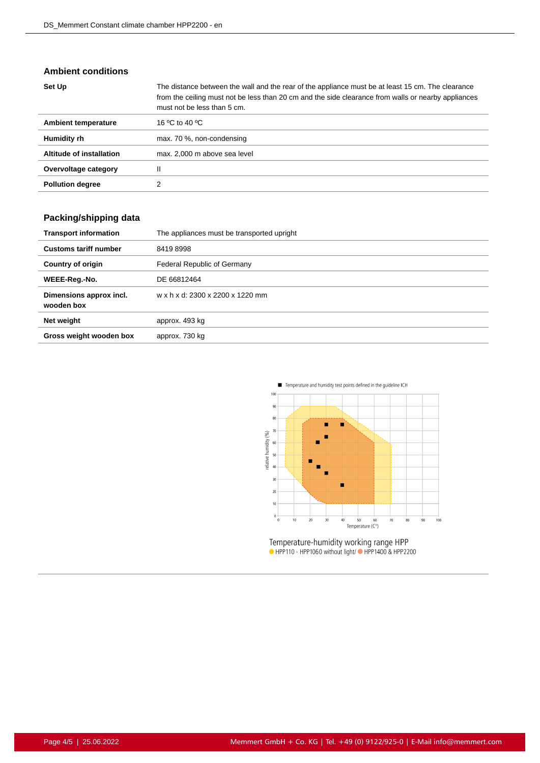## Ambient conditions

| | |
|---|---|
| **Set Up** | The distance between the wall and the rear of the appliance must be at least 15 cm. The clearance from the ceiling must not be less than 20 cm and the side clearance from walls or nearby appliances must not be less than 5 cm. |
| **Ambient temperature** | 16 ºC to 40 ºC |
| **Humidity rh** | max. 70 %, non-condensing |
| **Altitude of installation** | max. 2,000 m above sea level |
| **Overvoltage category** | II |
| **Pollution degree** | 2 |

## Packing/shipping data

| | |
|---|---|
| **Transport information** | The appliances must be transported upright |
| **Customs tariff number** | 8419 8998 |
| **Country of origin** | Federal Republic of Germany |
| **WEEE-Reg.-No.** | DE 66812464 |
| **Dimensions approx incl. wooden box** | w x h x d: 2300 x 2200 x 1220 mm |
| **Net weight** | approx. 493 kg |
| **Gross weight wooden box** | approx. 730 kg |

Temperature-humidity working range HPP

HPP110 - HPP1060 without light/ HPP1400 & HPP2200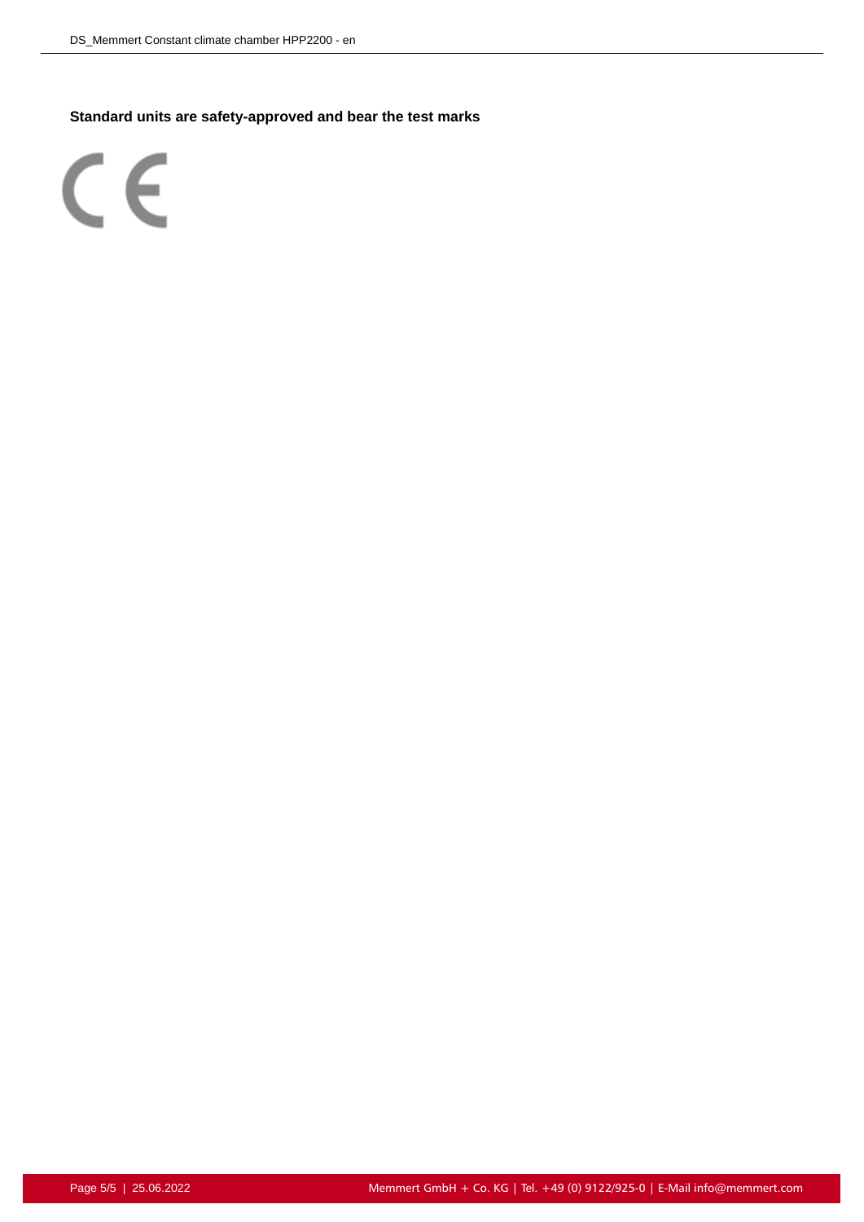**Standard units are safety-approved and bear the test marks**

CE